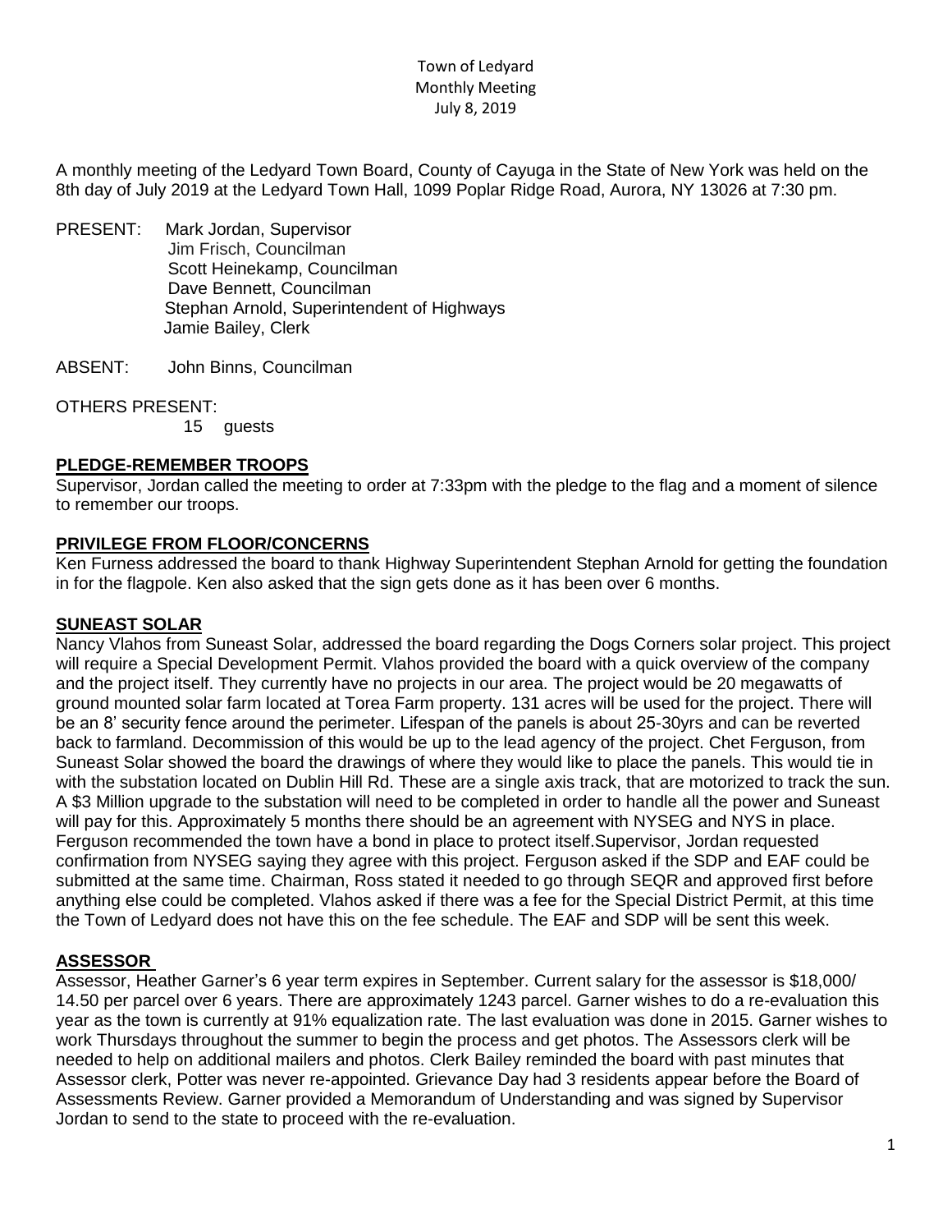Town of Ledyard
Monthly Meeting
July 8, 2019

A monthly meeting of the Ledyard Town Board, County of Cayuga in the State of New York was held on the 8th day of July 2019 at the Ledyard Town Hall, 1099 Poplar Ridge Road, Aurora, NY 13026 at 7:30 pm.

PRESENT: Mark Jordan, Supervisor
Jim Frisch, Councilman
Scott Heinekamp, Councilman
Dave Bennett, Councilman
Stephan Arnold, Superintendent of Highways
Jamie Bailey, Clerk

ABSENT: John Binns, Councilman

OTHERS PRESENT:
15 guests

**PLEDGE-REMEMBER TROOPS**

Supervisor, Jordan called the meeting to order at 7:33pm with the pledge to the flag and a moment of silence to remember our troops.

**PRIVILEGE FROM FLOOR/CONCERNS**

Ken Furness addressed the board to thank Highway Superintendent Stephan Arnold for getting the foundation in for the flagpole. Ken also asked that the sign gets done as it has been over 6 months.

**SUNEAST SOLAR**

Nancy Vlahos from Suneast Solar, addressed the board regarding the Dogs Corners solar project. This project will require a Special Development Permit. Vlahos provided the board with a quick overview of the company and the project itself. They currently have no projects in our area. The project would be 20 megawatts of ground mounted solar farm located at Torea Farm property. 131 acres will be used for the project. There will be an 8' security fence around the perimeter. Lifespan of the panels is about 25-30yrs and can be reverted back to farmland. Decommission of this would be up to the lead agency of the project. Chet Ferguson, from Suneast Solar showed the board the drawings of where they would like to place the panels. This would tie in with the substation located on Dublin Hill Rd. These are a single axis track, that are motorized to track the sun. A $3 Million upgrade to the substation will need to be completed in order to handle all the power and Suneast will pay for this. Approximately 5 months there should be an agreement with NYSEG and NYS in place. Ferguson recommended the town have a bond in place to protect itself.Supervisor, Jordan requested confirmation from NYSEG saying they agree with this project. Ferguson asked if the SDP and EAF could be submitted at the same time. Chairman, Ross stated it needed to go through SEQR and approved first before anything else could be completed. Vlahos asked if there was a fee for the Special District Permit, at this time the Town of Ledyard does not have this on the fee schedule. The EAF and SDP will be sent this week.

**ASSESSOR**

Assessor, Heather Garner's 6 year term expires in September. Current salary for the assessor is $18,000/ 14.50 per parcel over 6 years. There are approximately 1243 parcel. Garner wishes to do a re-evaluation this year as the town is currently at 91% equalization rate. The last evaluation was done in 2015. Garner wishes to work Thursdays throughout the summer to begin the process and get photos. The Assessors clerk will be needed to help on additional mailers and photos. Clerk Bailey reminded the board with past minutes that Assessor clerk, Potter was never re-appointed. Grievance Day had 3 residents appear before the Board of Assessments Review. Garner provided a Memorandum of Understanding and was signed by Supervisor Jordan to send to the state to proceed with the re-evaluation.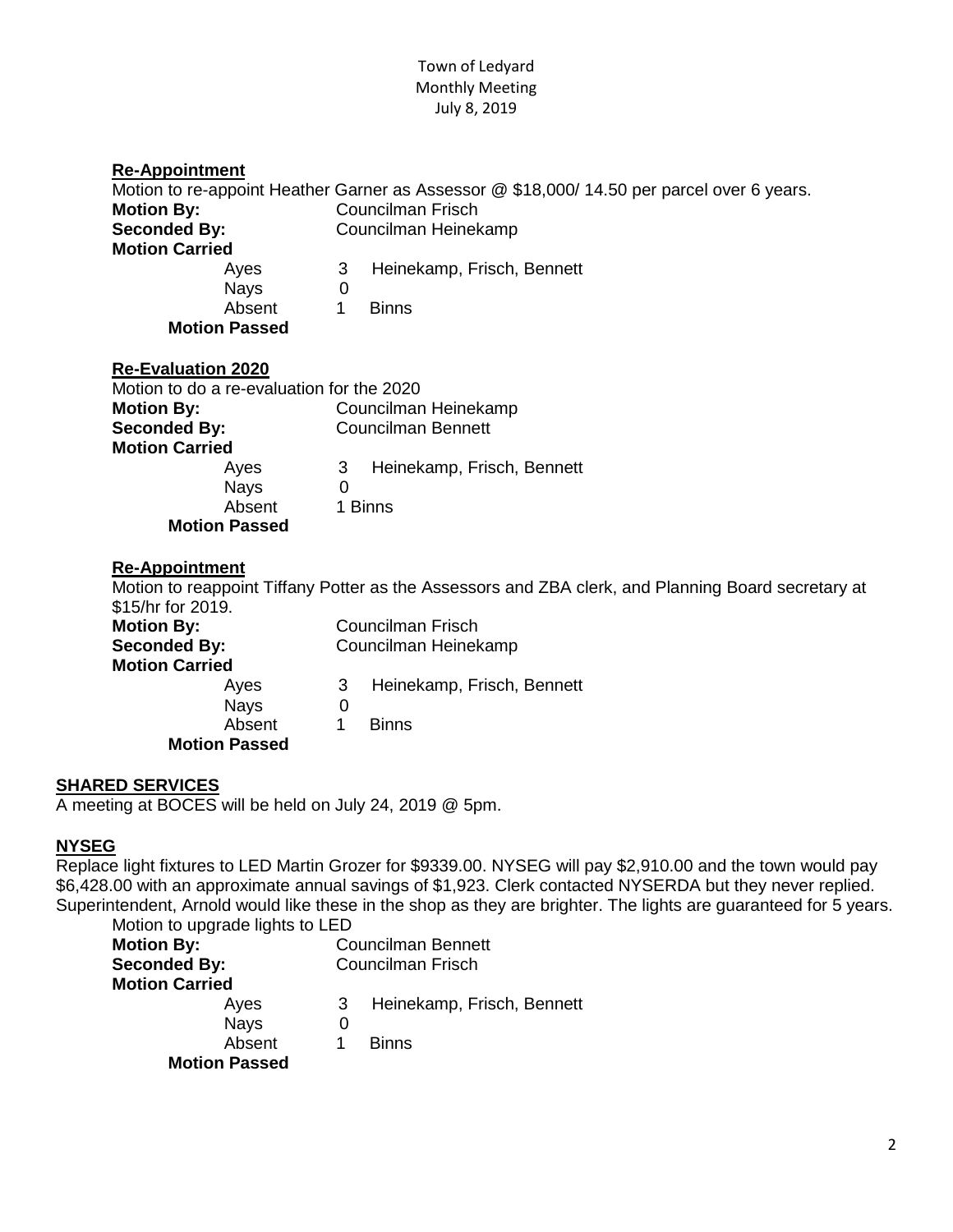**Re-Appointment**

Motion to re-appoint Heather Garner as Assessor @ $18,000/ 14.50 per parcel over 6 years.

**Motion By:** Councilman Frisch
**Seconded By:** Councilman Heinekamp
**Motion Carried**

| | | |
|---|---|---|
| Ayes | 3 | Heinekamp, Frisch, Bennett |
| Nays | 0 | |
| Absent | 1 | Binns |

**Motion Passed**

**Re-Evaluation 2020**

Motion to do a re-evaluation for the 2020

**Motion By:** Councilman Heinekamp
**Seconded By:** Councilman Bennett
**Motion Carried**

| | | |
|---|---|---|
| Ayes | 3 | Heinekamp, Frisch, Bennett |
| Nays | 0 | |
| Absent | 1 | Binns |

**Motion Passed**

**Re-Appointment**

Motion to reappoint Tiffany Potter as the Assessors and ZBA clerk, and Planning Board secretary at $15/hr for 2019.

**Motion By:** Councilman Frisch
**Seconded By:** Councilman Heinekamp
**Motion Carried**

| | | |
|---|---|---|
| Ayes | 3 | Heinekamp, Frisch, Bennett |
| Nays | 0 | |
| Absent | 1 | Binns |

**Motion Passed**

**SHARED SERVICES**

A meeting at BOCES will be held on July 24, 2019 @ 5pm.

**NYSEG**

Replace light fixtures to LED Martin Grozer for $9339.00. NYSEG will pay $2,910.00 and the town would pay $6,428.00 with an approximate annual savings of $1,923. Clerk contacted NYSERDA but they never replied. Superintendent, Arnold would like these in the shop as they are brighter. The lights are guaranteed for 5 years.

Motion to upgrade lights to LED

**Motion By:** Councilman Bennett
**Seconded By:** Councilman Frisch
**Motion Carried**

| | | |
|---|---|---|
| Ayes | 3 | Heinekamp, Frisch, Bennett |
| Nays | 0 | |
| Absent | 1 | Binns |

**Motion Passed**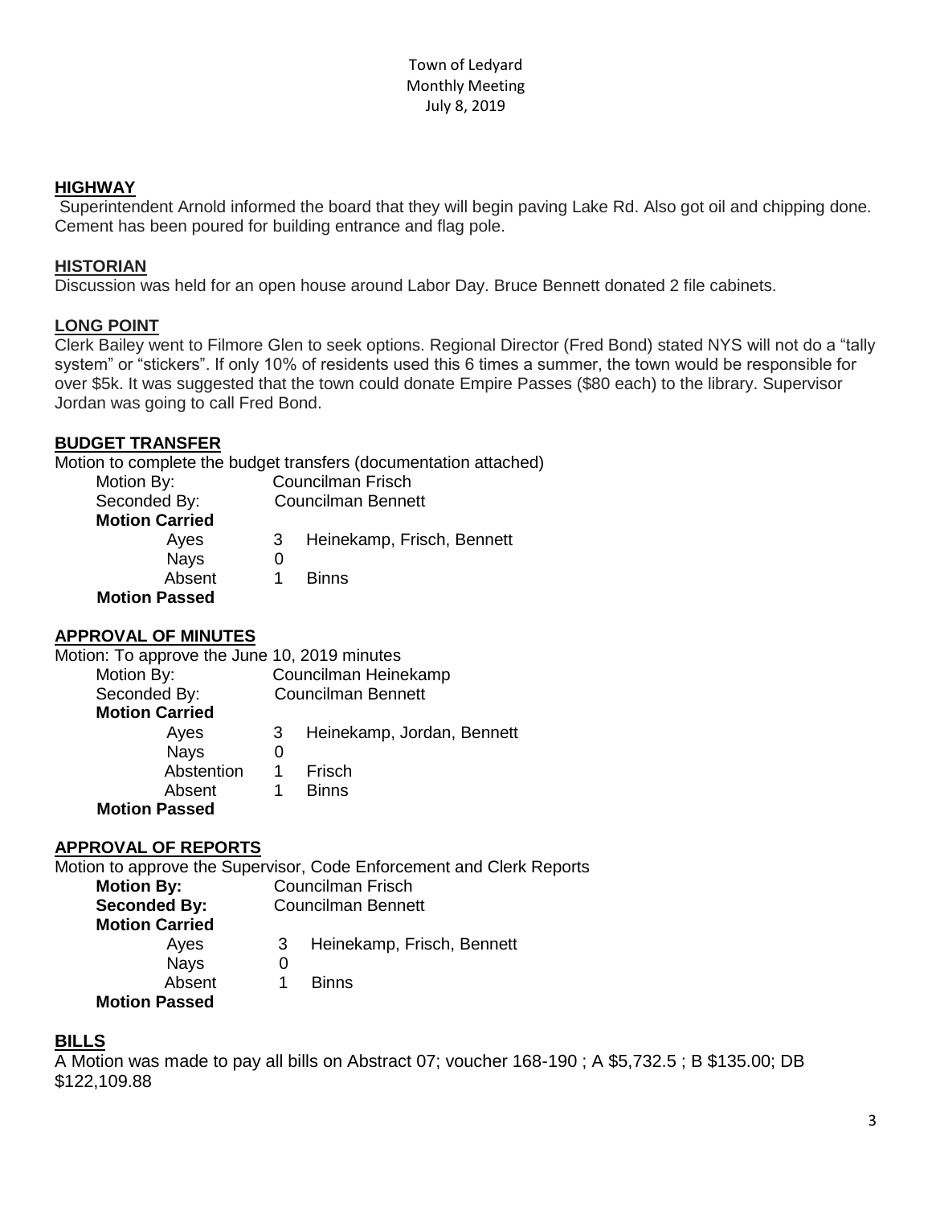Town of Ledyard
Monthly Meeting
July 8, 2019

## **HIGHWAY**

Superintendent Arnold informed the board that they will begin paving Lake Rd. Also got oil and chipping done. Cement has been poured for building entrance and flag pole.

## **HISTORIAN**

Discussion was held for an open house around Labor Day. Bruce Bennett donated 2 file cabinets.

## **LONG POINT**

Clerk Bailey went to Filmore Glen to seek options. Regional Director (Fred Bond) stated NYS will not do a "tally system" or "stickers". If only 10% of residents used this 6 times a summer, the town would be responsible for over $5k. It was suggested that the town could donate Empire Passes ($80 each) to the library. Supervisor Jordan was going to call Fred Bond.

## **BUDGET TRANSFER**

Motion to complete the budget transfers (documentation attached)

Motion By: Councilman Frisch
Seconded By: Councilman Bennett
**Motion Carried**
Ayes 3 Heinekamp, Frisch, Bennett
Nays 0
Absent 1 Binns
**Motion Passed**

## **APPROVAL OF MINUTES**

Motion: To approve the June 10, 2019 minutes

Motion By: Councilman Heinekamp
Seconded By: Councilman Bennett
**Motion Carried**
Ayes 3 Heinekamp, Jordan, Bennett
Nays 0
Abstention 1 Frisch
Absent 1 Binns
**Motion Passed**

## **APPROVAL OF REPORTS**

Motion to approve the Supervisor, Code Enforcement and Clerk Reports

**Motion By:** Councilman Frisch
**Seconded By:** Councilman Bennett
**Motion Carried**
Ayes 3 Heinekamp, Frisch, Bennett
Nays 0
Absent 1 Binns
**Motion Passed**

## **BILLS**

A Motion was made to pay all bills on Abstract 07; voucher 168-190 ; A $5,732.5 ; B $135.00; DB $122,109.88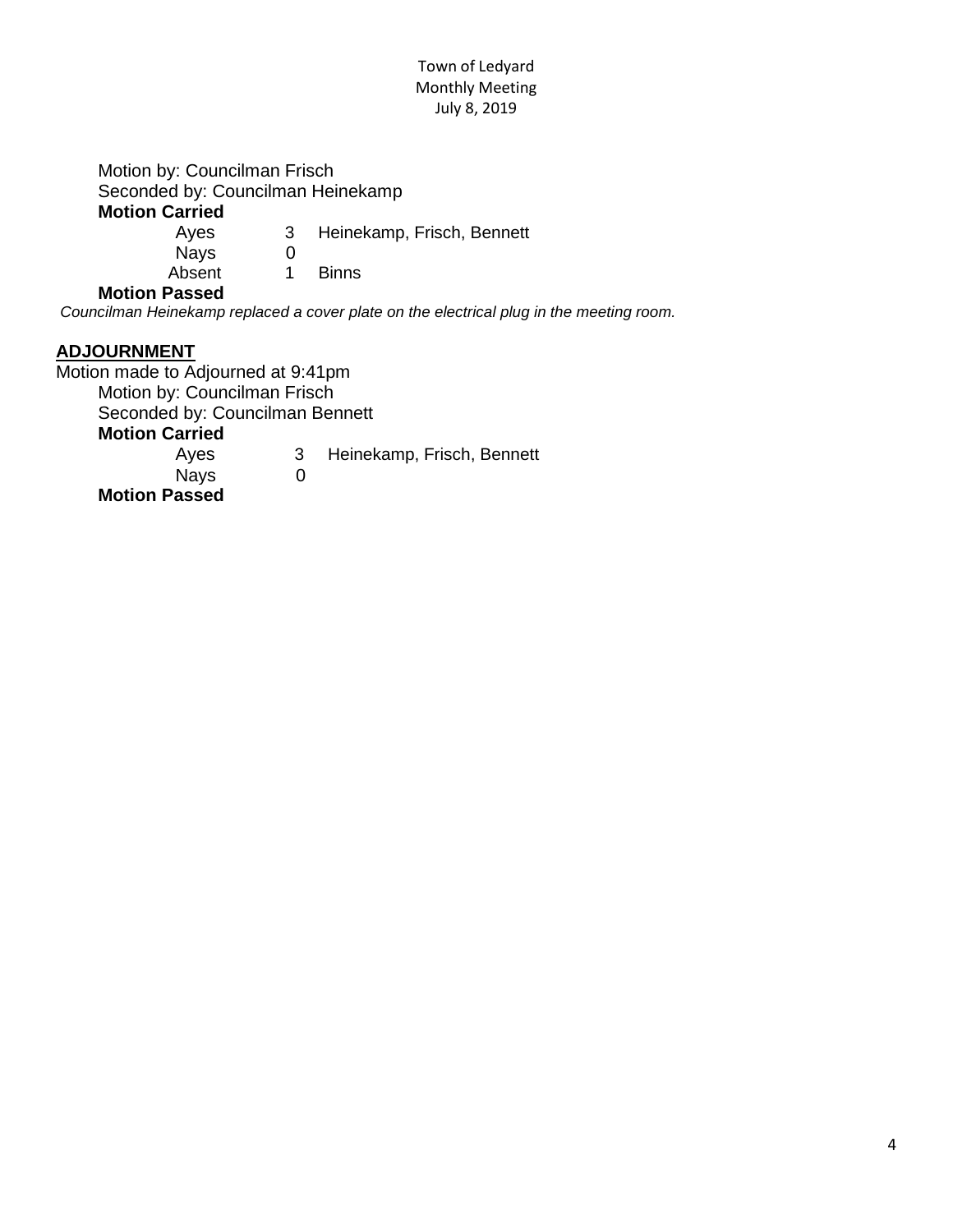Motion by: Councilman Frisch
Seconded by: Councilman Heinekamp
**Motion Carried**

| | | |
|---|---|---|
| Ayes | 3 | Heinekamp, Frisch, Bennett |
| Nays | 0 | |
| Absent | 1 | Binns |

**Motion Passed**

*Councilman Heinekamp replaced a cover plate on the electrical plug in the meeting room.*

## ADJOURNMENT

Motion made to Adjourned at 9:41pm
Motion by: Councilman Frisch
Seconded by: Councilman Bennett
**Motion Carried**

| | | |
|---|---|---|
| Ayes | 3 | Heinekamp, Frisch, Bennett |
| Nays | 0 | |

**Motion Passed**